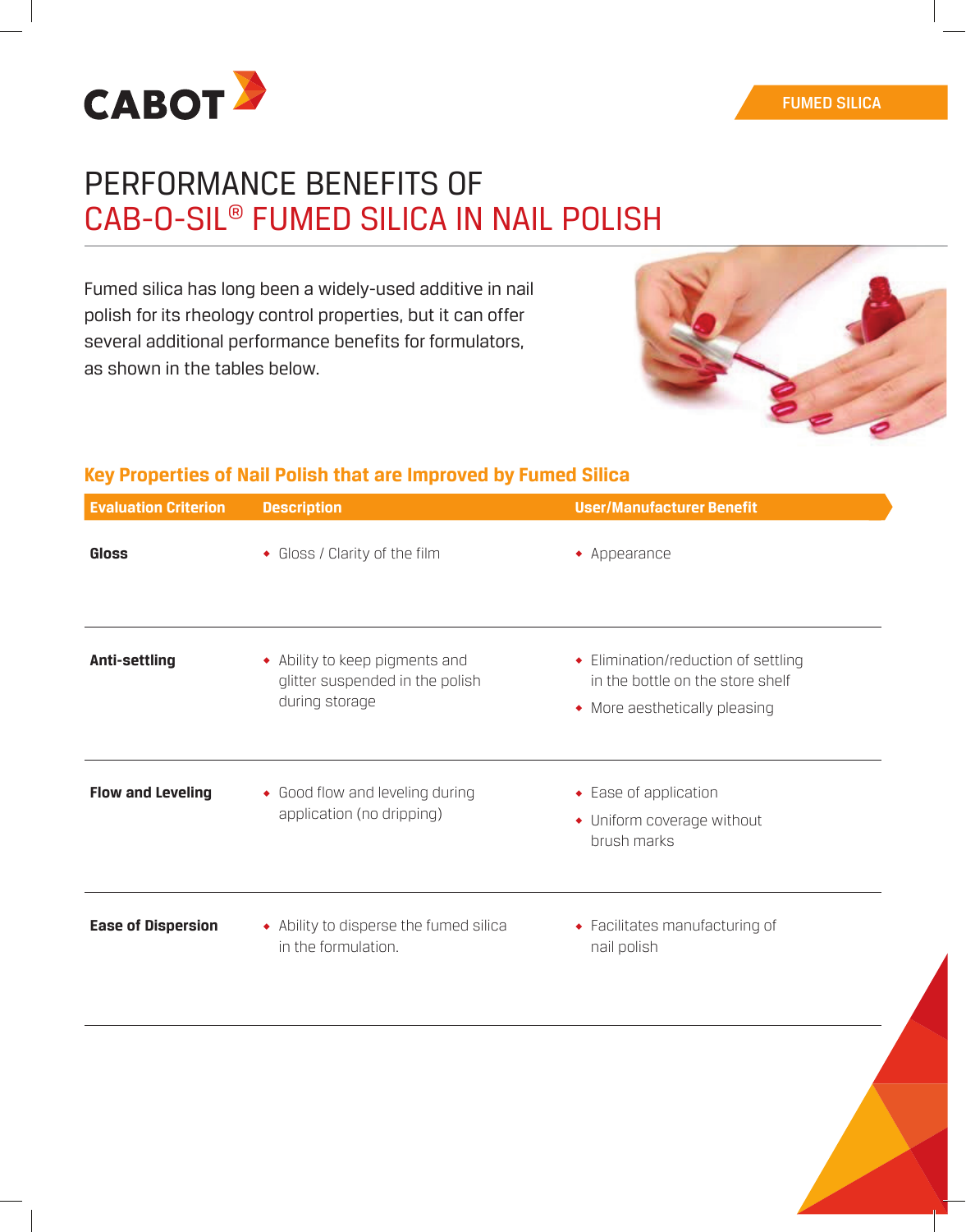CABOT

FUMED SILICA

# PERFORMANCE BENEFITS OF CAB-O-SIL® FUMED SILICA IN NAIL POLISH

Fumed silica has long been a widely-used additive in nail polish for its rheology control properties, but it can offer several additional performance benefits for formulators, as shown in the tables below.

## Key Properties of Nail Polish that are Improved by Fumed Silica

| Evaluation Criterion | Description | User/Manufacturer Benefit |
| --- | --- | --- |
| **Gloss** | • Gloss / Clarity of the film | • Appearance |
| **Anti-settling** | • Ability to keep pigments and glitter suspended in the polish during storage | • Elimination/reduction of settling in the bottle on the store shelf<br>• More aesthetically pleasing |
| **Flow and Leveling** | • Good flow and leveling during application (no dripping) | • Ease of application<br>• Uniform coverage without brush marks |
| **Ease of Dispersion** | • Ability to disperse the fumed silica in the formulation. | • Facilitates manufacturing of nail polish |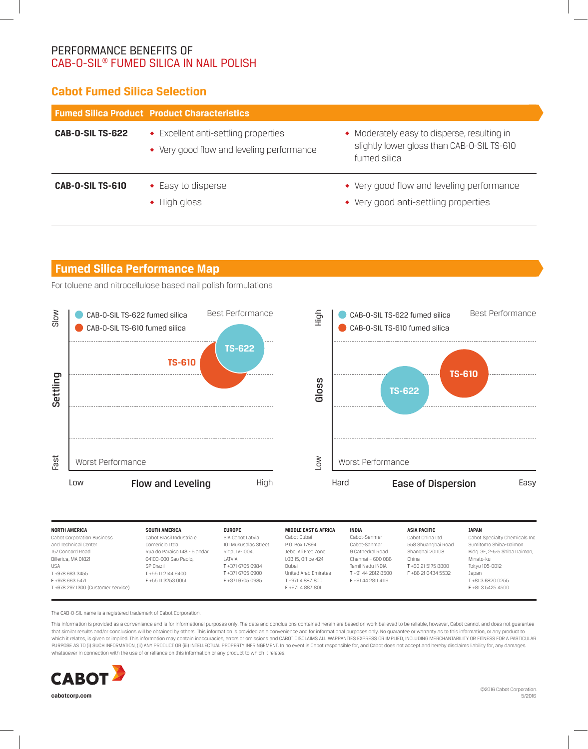PERFORMANCE BENEFITS OF
CAB-O-SIL® FUMED SILICA IN NAIL POLISH

## Cabot Fumed Silica Selection

| Fumed Silica Product | Product Characteristics | |
|---|---|---|
| **CAB-O-SIL TS-622** | • Excellent anti-settling properties<br>• Very good flow and leveling performance | • Moderately easy to disperse, resulting in slightly lower gloss than CAB-O-SIL TS-610 fumed silica |
| **CAB-O-SIL TS-610** | • Easy to disperse<br>• High gloss | • Very good flow and leveling performance<br>• Very good anti-settling properties |

## Fumed Silica Performance Map

For toluene and nitrocellulose based nail polish formulations

CAB-O-SIL TS-622 fumed silica
CAB-O-SIL TS-610 fumed silica
Best Performance
Worst Performance
Settling: Slow / Fast
Flow and Leveling: Low / High
TS-622
TS-610

CAB-O-SIL TS-622 fumed silica
CAB-O-SIL TS-610 fumed silica
Best Performance
Worst Performance
Gloss: High / Low
Ease of Dispersion: Hard / Easy
TS-610
TS-622

**NORTH AMERICA**
Cabot Corporation Business and Technical Center
157 Concord Road
Billerica, MA 01821
USA
T +978 663 3455
F +978 663 5471
T +678 297 1300 (Customer service)

**SOUTH AMERICA**
Cabot Brasil Industria e Comercio Ltda.
Rua do Paraiso 148 - 5 andar
04103-000 Sao Paolo,
SP Brazil
T +55 11 2144 6400
F +55 11 3253 0051

**EUROPE**
SIA Cabot Latvia
101 Mukusalas Street
Riga, LV-1004,
LATVIA
T +371 6705 0984
T +371 6705 0900
F +371 6705 0985

**MIDDLE EAST & AFRICA**
Cabot Dubai
P.O. Box 17894
Jebel Ali Free Zone
LOB 15, Office 424
Dubai
United Arab Emirates
T +971 4 8871800
F +971 4 8871801

**INDIA**
Cabot-Sanmar
Cabot-Sanmar
9 Cathedral Road
Chennai – 600 086
Tamil Nadu INDIA
T +91 44 2812 8500
F +91 44 2811 4116

**ASIA PACIFIC**
Cabot China Ltd.
558 Shuangbai Road
Shanghai 201108
China
T +86 21 5175 8800
F +86 21 6434 5532

**JAPAN**
Cabot Specialty Chemicals Inc.
Sumitomo Shiba-Daimon
Bldg. 3F, 2-5-5 Shiba Daimon,
Minato-ku
Tokyo 105-0012
Japan
T +81 3 6820 0255
F +81 3 5425 4500

The CAB-O-SIL name is a registered trademark of Cabot Corporation.

This information is provided as a convenience and is for informational purposes only. The data and conclusions contained herein are based on work believed to be reliable, however, Cabot cannot and does not guarantee that similar results and/or conclusions will be obtained by others. This information is provided as a convenience and for informational purposes only. No guarantee or warranty as to this information, or any product to which it relates, is given or implied. This information may contain inaccuracies, errors or omissions and CABOT DISCLAIMS ALL WARRANTIES EXPRESS OR IMPLIED, INCLUDING MERCHANTABILITY OR FITNESS FOR A PARTICULAR PURPOSE AS TO (i) SUCH INFORMATION, (ii) ANY PRODUCT OR (iii) INTELLECTUAL PROPERTY INFRINGEMENT. In no event is Cabot responsible for, and Cabot does not accept and hereby disclaims liability for, any damages whatsoever in connection with the use of or reliance on this information or any product to which it relates.

CABOT
cabotcorp.com

©2016 Cabot Corporation.
5/2016